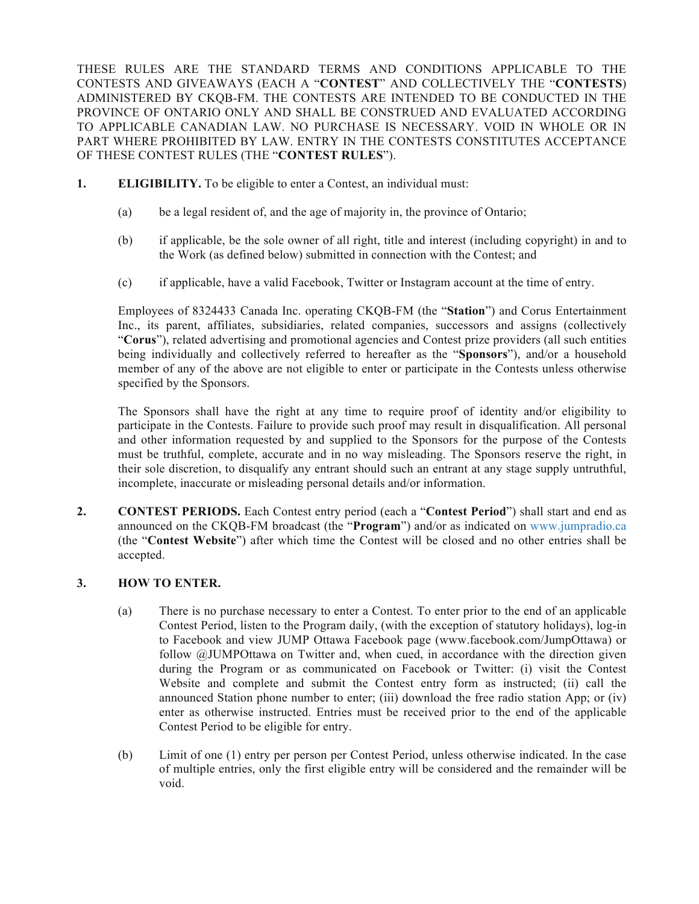THESE RULES ARE THE STANDARD TERMS AND CONDITIONS APPLICABLE TO THE CONTESTS AND GIVEAWAYS (EACH A "**CONTEST**" AND COLLECTIVELY THE "**CONTESTS**) ADMINISTERED BY CKQB-FM. THE CONTESTS ARE INTENDED TO BE CONDUCTED IN THE PROVINCE OF ONTARIO ONLY AND SHALL BE CONSTRUED AND EVALUATED ACCORDING TO APPLICABLE CANADIAN LAW. NO PURCHASE IS NECESSARY. VOID IN WHOLE OR IN PART WHERE PROHIBITED BY LAW. ENTRY IN THE CONTESTS CONSTITUTES ACCEPTANCE OF THESE CONTEST RULES (THE "**CONTEST RULES**").

**1. ELIGIBILITY.** To be eligible to enter a Contest, an individual must:

(a) be a legal resident of, and the age of majority in, the province of Ontario;

(b) if applicable, be the sole owner of all right, title and interest (including copyright) in and to the Work (as defined below) submitted in connection with the Contest; and

(c) if applicable, have a valid Facebook, Twitter or Instagram account at the time of entry.

Employees of 8324433 Canada Inc. operating CKQB-FM (the "**Station**") and Corus Entertainment Inc., its parent, affiliates, subsidiaries, related companies, successors and assigns (collectively "**Corus**"), related advertising and promotional agencies and Contest prize providers (all such entities being individually and collectively referred to hereafter as the "**Sponsors**"), and/or a household member of any of the above are not eligible to enter or participate in the Contests unless otherwise specified by the Sponsors.

The Sponsors shall have the right at any time to require proof of identity and/or eligibility to participate in the Contests. Failure to provide such proof may result in disqualification. All personal and other information requested by and supplied to the Sponsors for the purpose of the Contests must be truthful, complete, accurate and in no way misleading. The Sponsors reserve the right, in their sole discretion, to disqualify any entrant should such an entrant at any stage supply untruthful, incomplete, inaccurate or misleading personal details and/or information.

**2. CONTEST PERIODS.** Each Contest entry period (each a "**Contest Period**") shall start and end as announced on the CKQB-FM broadcast (the "**Program**") and/or as indicated on www.jumpradio.ca (the "**Contest Website**") after which time the Contest will be closed and no other entries shall be accepted.

**3. HOW TO ENTER.**

(a) There is no purchase necessary to enter a Contest. To enter prior to the end of an applicable Contest Period, listen to the Program daily, (with the exception of statutory holidays), log-in to Facebook and view JUMP Ottawa Facebook page (www.facebook.com/JumpOttawa) or follow @JUMPOttawa on Twitter and, when cued, in accordance with the direction given during the Program or as communicated on Facebook or Twitter: (i) visit the Contest Website and complete and submit the Contest entry form as instructed; (ii) call the announced Station phone number to enter; (iii) download the free radio station App; or (iv) enter as otherwise instructed. Entries must be received prior to the end of the applicable Contest Period to be eligible for entry.

(b) Limit of one (1) entry per person per Contest Period, unless otherwise indicated. In the case of multiple entries, only the first eligible entry will be considered and the remainder will be void.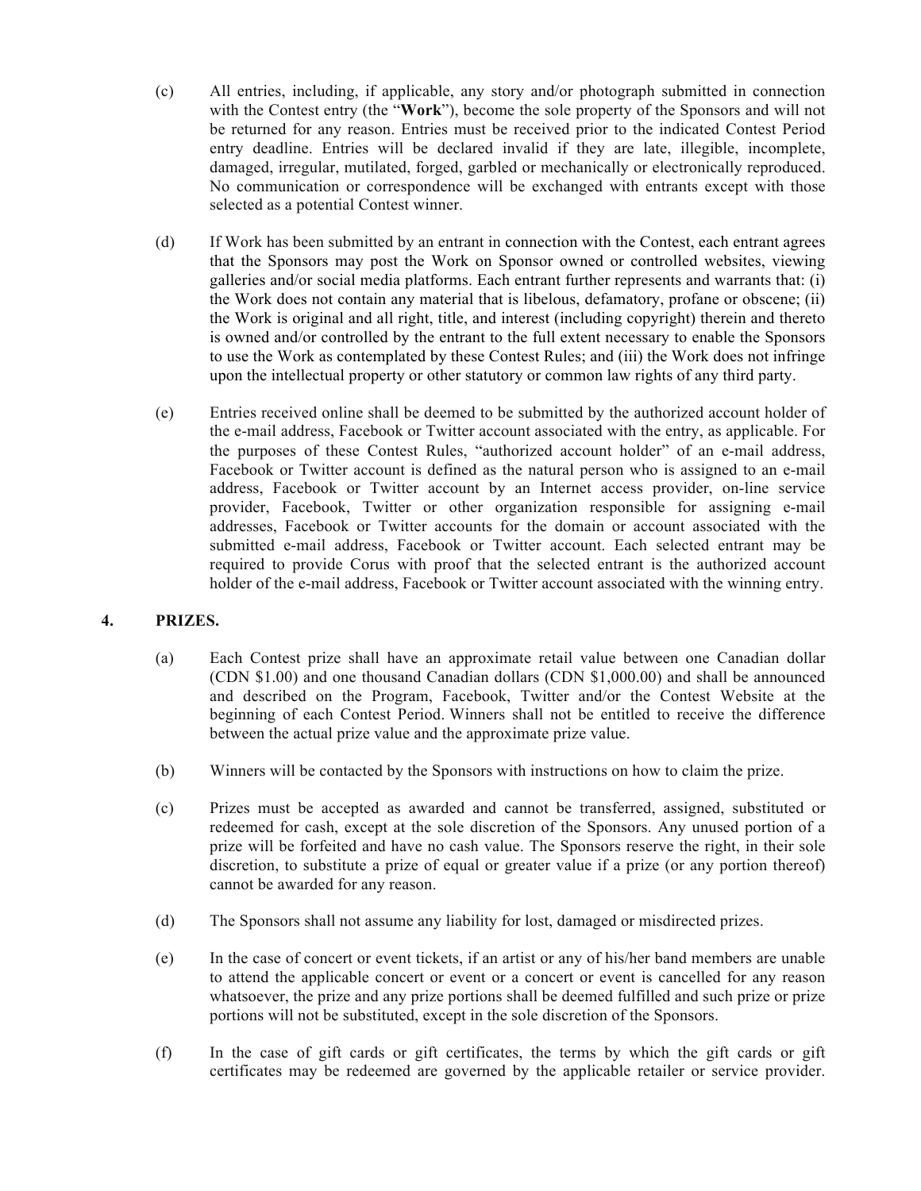(c) All entries, including, if applicable, any story and/or photograph submitted in connection with the Contest entry (the "**Work**"), become the sole property of the Sponsors and will not be returned for any reason. Entries must be received prior to the indicated Contest Period entry deadline. Entries will be declared invalid if they are late, illegible, incomplete, damaged, irregular, mutilated, forged, garbled or mechanically or electronically reproduced. No communication or correspondence will be exchanged with entrants except with those selected as a potential Contest winner.

(d) If Work has been submitted by an entrant in connection with the Contest, each entrant agrees that the Sponsors may post the Work on Sponsor owned or controlled websites, viewing galleries and/or social media platforms. Each entrant further represents and warrants that: (i) the Work does not contain any material that is libelous, defamatory, profane or obscene; (ii) the Work is original and all right, title, and interest (including copyright) therein and thereto is owned and/or controlled by the entrant to the full extent necessary to enable the Sponsors to use the Work as contemplated by these Contest Rules; and (iii) the Work does not infringe upon the intellectual property or other statutory or common law rights of any third party.

(e) Entries received online shall be deemed to be submitted by the authorized account holder of the e-mail address, Facebook or Twitter account associated with the entry, as applicable. For the purposes of these Contest Rules, "authorized account holder" of an e-mail address, Facebook or Twitter account is defined as the natural person who is assigned to an e-mail address, Facebook or Twitter account by an Internet access provider, on-line service provider, Facebook, Twitter or other organization responsible for assigning e-mail addresses, Facebook or Twitter accounts for the domain or account associated with the submitted e-mail address, Facebook or Twitter account. Each selected entrant may be required to provide Corus with proof that the selected entrant is the authorized account holder of the e-mail address, Facebook or Twitter account associated with the winning entry.

## 4. PRIZES.

(a) Each Contest prize shall have an approximate retail value between one Canadian dollar (CDN $1.00) and one thousand Canadian dollars (CDN $1,000.00) and shall be announced and described on the Program, Facebook, Twitter and/or the Contest Website at the beginning of each Contest Period. Winners shall not be entitled to receive the difference between the actual prize value and the approximate prize value.

(b) Winners will be contacted by the Sponsors with instructions on how to claim the prize.

(c) Prizes must be accepted as awarded and cannot be transferred, assigned, substituted or redeemed for cash, except at the sole discretion of the Sponsors. Any unused portion of a prize will be forfeited and have no cash value. The Sponsors reserve the right, in their sole discretion, to substitute a prize of equal or greater value if a prize (or any portion thereof) cannot be awarded for any reason.

(d) The Sponsors shall not assume any liability for lost, damaged or misdirected prizes.

(e) In the case of concert or event tickets, if an artist or any of his/her band members are unable to attend the applicable concert or event or a concert or event is cancelled for any reason whatsoever, the prize and any prize portions shall be deemed fulfilled and such prize or prize portions will not be substituted, except in the sole discretion of the Sponsors.

(f) In the case of gift cards or gift certificates, the terms by which the gift cards or gift certificates may be redeemed are governed by the applicable retailer or service provider.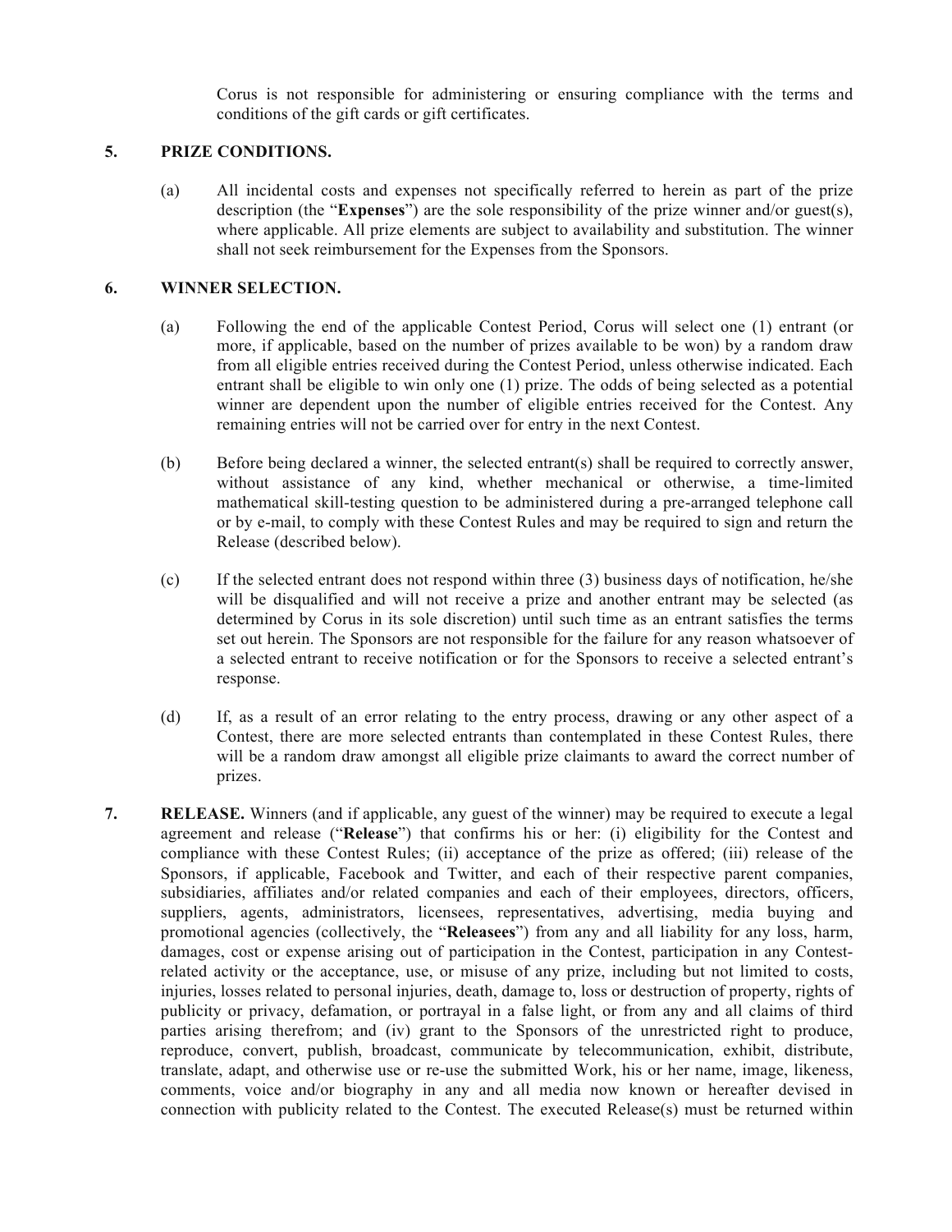Corus is not responsible for administering or ensuring compliance with the terms and conditions of the gift cards or gift certificates.

**5. PRIZE CONDITIONS.**

(a) All incidental costs and expenses not specifically referred to herein as part of the prize description (the "**Expenses**") are the sole responsibility of the prize winner and/or guest(s), where applicable. All prize elements are subject to availability and substitution. The winner shall not seek reimbursement for the Expenses from the Sponsors.

**6. WINNER SELECTION.**

(a) Following the end of the applicable Contest Period, Corus will select one (1) entrant (or more, if applicable, based on the number of prizes available to be won) by a random draw from all eligible entries received during the Contest Period, unless otherwise indicated. Each entrant shall be eligible to win only one (1) prize. The odds of being selected as a potential winner are dependent upon the number of eligible entries received for the Contest. Any remaining entries will not be carried over for entry in the next Contest.

(b) Before being declared a winner, the selected entrant(s) shall be required to correctly answer, without assistance of any kind, whether mechanical or otherwise, a time-limited mathematical skill-testing question to be administered during a pre-arranged telephone call or by e-mail, to comply with these Contest Rules and may be required to sign and return the Release (described below).

(c) If the selected entrant does not respond within three (3) business days of notification, he/she will be disqualified and will not receive a prize and another entrant may be selected (as determined by Corus in its sole discretion) until such time as an entrant satisfies the terms set out herein. The Sponsors are not responsible for the failure for any reason whatsoever of a selected entrant to receive notification or for the Sponsors to receive a selected entrant's response.

(d) If, as a result of an error relating to the entry process, drawing or any other aspect of a Contest, there are more selected entrants than contemplated in these Contest Rules, there will be a random draw amongst all eligible prize claimants to award the correct number of prizes.

**7. RELEASE.** Winners (and if applicable, any guest of the winner) may be required to execute a legal agreement and release ("**Release**") that confirms his or her: (i) eligibility for the Contest and compliance with these Contest Rules; (ii) acceptance of the prize as offered; (iii) release of the Sponsors, if applicable, Facebook and Twitter, and each of their respective parent companies, subsidiaries, affiliates and/or related companies and each of their employees, directors, officers, suppliers, agents, administrators, licensees, representatives, advertising, media buying and promotional agencies (collectively, the "**Releasees**") from any and all liability for any loss, harm, damages, cost or expense arising out of participation in the Contest, participation in any Contest-related activity or the acceptance, use, or misuse of any prize, including but not limited to costs, injuries, losses related to personal injuries, death, damage to, loss or destruction of property, rights of publicity or privacy, defamation, or portrayal in a false light, or from any and all claims of third parties arising therefrom; and (iv) grant to the Sponsors of the unrestricted right to produce, reproduce, convert, publish, broadcast, communicate by telecommunication, exhibit, distribute, translate, adapt, and otherwise use or re-use the submitted Work, his or her name, image, likeness, comments, voice and/or biography in any and all media now known or hereafter devised in connection with publicity related to the Contest. The executed Release(s) must be returned within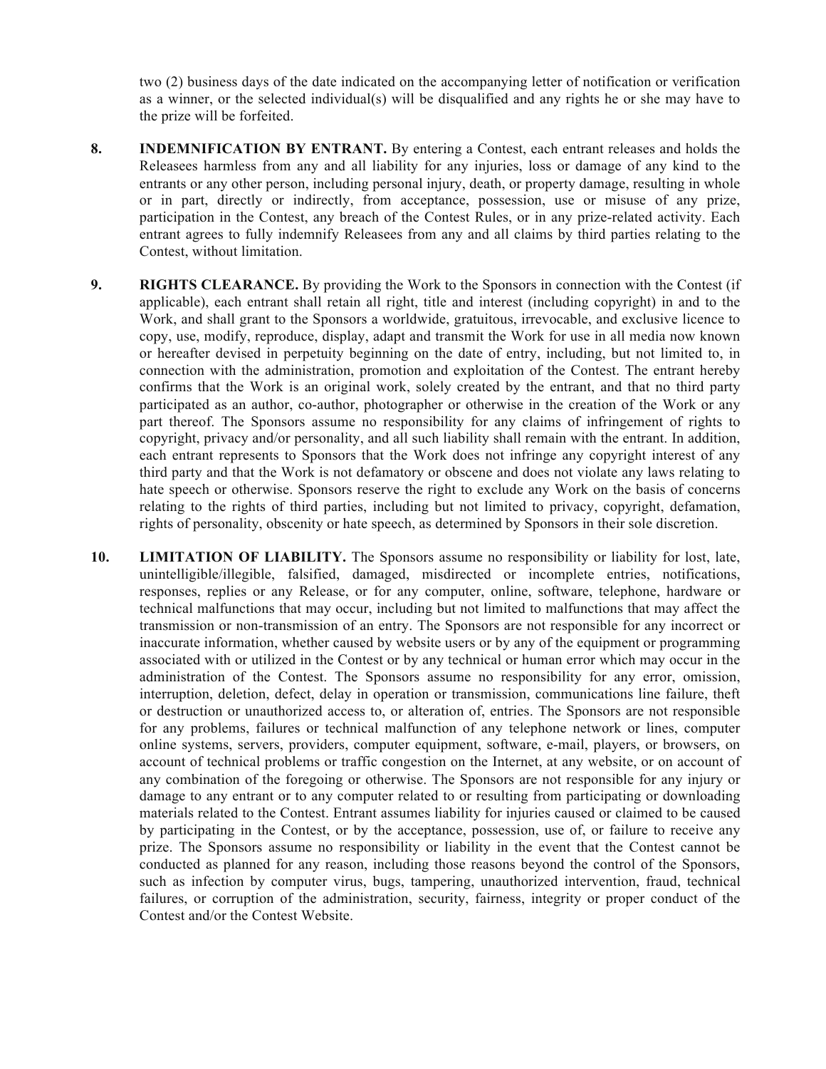two (2) business days of the date indicated on the accompanying letter of notification or verification as a winner, or the selected individual(s) will be disqualified and any rights he or she may have to the prize will be forfeited.

8. **INDEMNIFICATION BY ENTRANT.** By entering a Contest, each entrant releases and holds the Releasees harmless from any and all liability for any injuries, loss or damage of any kind to the entrants or any other person, including personal injury, death, or property damage, resulting in whole or in part, directly or indirectly, from acceptance, possession, use or misuse of any prize, participation in the Contest, any breach of the Contest Rules, or in any prize-related activity. Each entrant agrees to fully indemnify Releasees from any and all claims by third parties relating to the Contest, without limitation.

9. **RIGHTS CLEARANCE.** By providing the Work to the Sponsors in connection with the Contest (if applicable), each entrant shall retain all right, title and interest (including copyright) in and to the Work, and shall grant to the Sponsors a worldwide, gratuitous, irrevocable, and exclusive licence to copy, use, modify, reproduce, display, adapt and transmit the Work for use in all media now known or hereafter devised in perpetuity beginning on the date of entry, including, but not limited to, in connection with the administration, promotion and exploitation of the Contest. The entrant hereby confirms that the Work is an original work, solely created by the entrant, and that no third party participated as an author, co-author, photographer or otherwise in the creation of the Work or any part thereof. The Sponsors assume no responsibility for any claims of infringement of rights to copyright, privacy and/or personality, and all such liability shall remain with the entrant. In addition, each entrant represents to Sponsors that the Work does not infringe any copyright interest of any third party and that the Work is not defamatory or obscene and does not violate any laws relating to hate speech or otherwise. Sponsors reserve the right to exclude any Work on the basis of concerns relating to the rights of third parties, including but not limited to privacy, copyright, defamation, rights of personality, obscenity or hate speech, as determined by Sponsors in their sole discretion.

10. **LIMITATION OF LIABILITY.** The Sponsors assume no responsibility or liability for lost, late, unintelligible/illegible, falsified, damaged, misdirected or incomplete entries, notifications, responses, replies or any Release, or for any computer, online, software, telephone, hardware or technical malfunctions that may occur, including but not limited to malfunctions that may affect the transmission or non-transmission of an entry. The Sponsors are not responsible for any incorrect or inaccurate information, whether caused by website users or by any of the equipment or programming associated with or utilized in the Contest or by any technical or human error which may occur in the administration of the Contest. The Sponsors assume no responsibility for any error, omission, interruption, deletion, defect, delay in operation or transmission, communications line failure, theft or destruction or unauthorized access to, or alteration of, entries. The Sponsors are not responsible for any problems, failures or technical malfunction of any telephone network or lines, computer online systems, servers, providers, computer equipment, software, e-mail, players, or browsers, on account of technical problems or traffic congestion on the Internet, at any website, or on account of any combination of the foregoing or otherwise. The Sponsors are not responsible for any injury or damage to any entrant or to any computer related to or resulting from participating or downloading materials related to the Contest. Entrant assumes liability for injuries caused or claimed to be caused by participating in the Contest, or by the acceptance, possession, use of, or failure to receive any prize. The Sponsors assume no responsibility or liability in the event that the Contest cannot be conducted as planned for any reason, including those reasons beyond the control of the Sponsors, such as infection by computer virus, bugs, tampering, unauthorized intervention, fraud, technical failures, or corruption of the administration, security, fairness, integrity or proper conduct of the Contest and/or the Contest Website.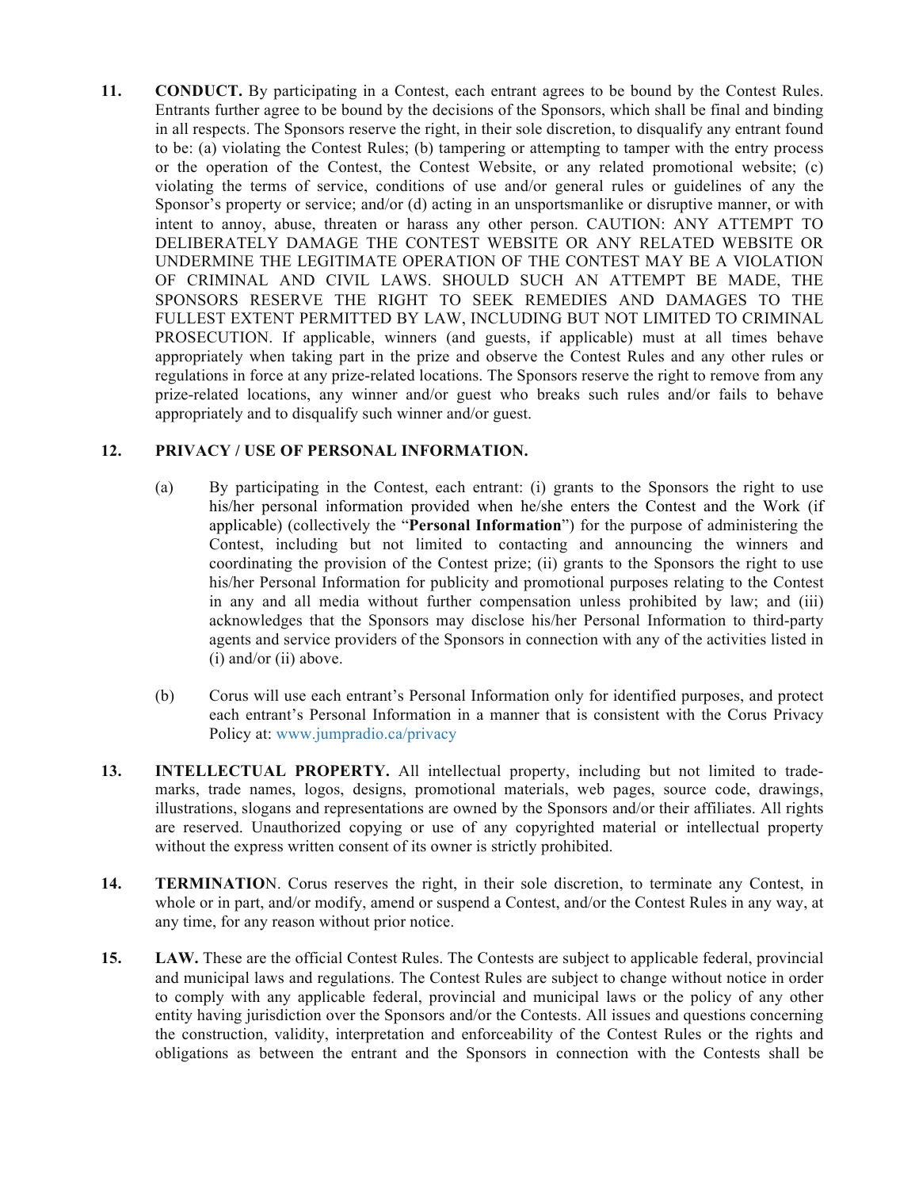**11. CONDUCT.** By participating in a Contest, each entrant agrees to be bound by the Contest Rules. Entrants further agree to be bound by the decisions of the Sponsors, which shall be final and binding in all respects. The Sponsors reserve the right, in their sole discretion, to disqualify any entrant found to be: (a) violating the Contest Rules; (b) tampering or attempting to tamper with the entry process or the operation of the Contest, the Contest Website, or any related promotional website; (c) violating the terms of service, conditions of use and/or general rules or guidelines of any the Sponsor's property or service; and/or (d) acting in an unsportsmanlike or disruptive manner, or with intent to annoy, abuse, threaten or harass any other person. CAUTION: ANY ATTEMPT TO DELIBERATELY DAMAGE THE CONTEST WEBSITE OR ANY RELATED WEBSITE OR UNDERMINE THE LEGITIMATE OPERATION OF THE CONTEST MAY BE A VIOLATION OF CRIMINAL AND CIVIL LAWS. SHOULD SUCH AN ATTEMPT BE MADE, THE SPONSORS RESERVE THE RIGHT TO SEEK REMEDIES AND DAMAGES TO THE FULLEST EXTENT PERMITTED BY LAW, INCLUDING BUT NOT LIMITED TO CRIMINAL PROSECUTION. If applicable, winners (and guests, if applicable) must at all times behave appropriately when taking part in the prize and observe the Contest Rules and any other rules or regulations in force at any prize-related locations. The Sponsors reserve the right to remove from any prize-related locations, any winner and/or guest who breaks such rules and/or fails to behave appropriately and to disqualify such winner and/or guest.

**12. PRIVACY / USE OF PERSONAL INFORMATION.**

(a) By participating in the Contest, each entrant: (i) grants to the Sponsors the right to use his/her personal information provided when he/she enters the Contest and the Work (if applicable) (collectively the "**Personal Information**") for the purpose of administering the Contest, including but not limited to contacting and announcing the winners and coordinating the provision of the Contest prize; (ii) grants to the Sponsors the right to use his/her Personal Information for publicity and promotional purposes relating to the Contest in any and all media without further compensation unless prohibited by law; and (iii) acknowledges that the Sponsors may disclose his/her Personal Information to third-party agents and service providers of the Sponsors in connection with any of the activities listed in (i) and/or (ii) above.

(b) Corus will use each entrant's Personal Information only for identified purposes, and protect each entrant's Personal Information in a manner that is consistent with the Corus Privacy Policy at: www.jumpradio.ca/privacy

**13. INTELLECTUAL PROPERTY.** All intellectual property, including but not limited to trade-marks, trade names, logos, designs, promotional materials, web pages, source code, drawings, illustrations, slogans and representations are owned by the Sponsors and/or their affiliates. All rights are reserved. Unauthorized copying or use of any copyrighted material or intellectual property without the express written consent of its owner is strictly prohibited.

**14. TERMINATION.** Corus reserves the right, in their sole discretion, to terminate any Contest, in whole or in part, and/or modify, amend or suspend a Contest, and/or the Contest Rules in any way, at any time, for any reason without prior notice.

**15. LAW.** These are the official Contest Rules. The Contests are subject to applicable federal, provincial and municipal laws and regulations. The Contest Rules are subject to change without notice in order to comply with any applicable federal, provincial and municipal laws or the policy of any other entity having jurisdiction over the Sponsors and/or the Contests. All issues and questions concerning the construction, validity, interpretation and enforceability of the Contest Rules or the rights and obligations as between the entrant and the Sponsors in connection with the Contests shall be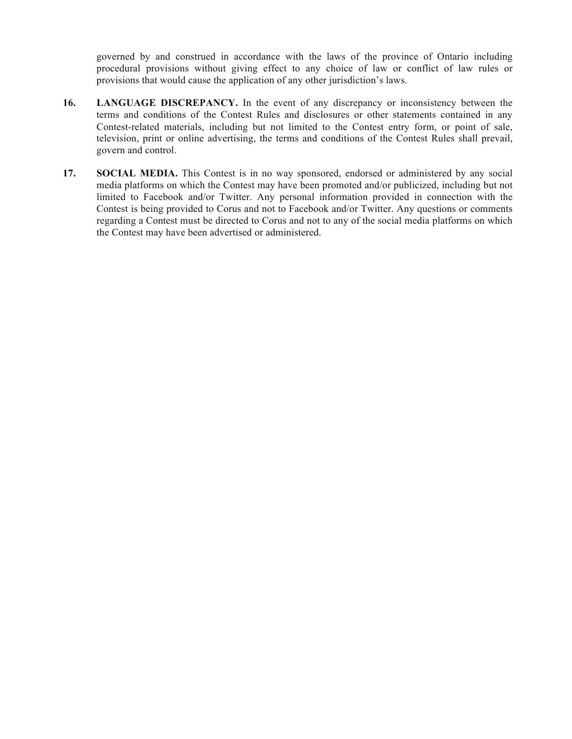governed by and construed in accordance with the laws of the province of Ontario including procedural provisions without giving effect to any choice of law or conflict of law rules or provisions that would cause the application of any other jurisdiction's laws.

16. **LANGUAGE DISCREPANCY.** In the event of any discrepancy or inconsistency between the terms and conditions of the Contest Rules and disclosures or other statements contained in any Contest-related materials, including but not limited to the Contest entry form, or point of sale, television, print or online advertising, the terms and conditions of the Contest Rules shall prevail, govern and control.

17. **SOCIAL MEDIA.** This Contest is in no way sponsored, endorsed or administered by any social media platforms on which the Contest may have been promoted and/or publicized, including but not limited to Facebook and/or Twitter. Any personal information provided in connection with the Contest is being provided to Corus and not to Facebook and/or Twitter. Any questions or comments regarding a Contest must be directed to Corus and not to any of the social media platforms on which the Contest may have been advertised or administered.